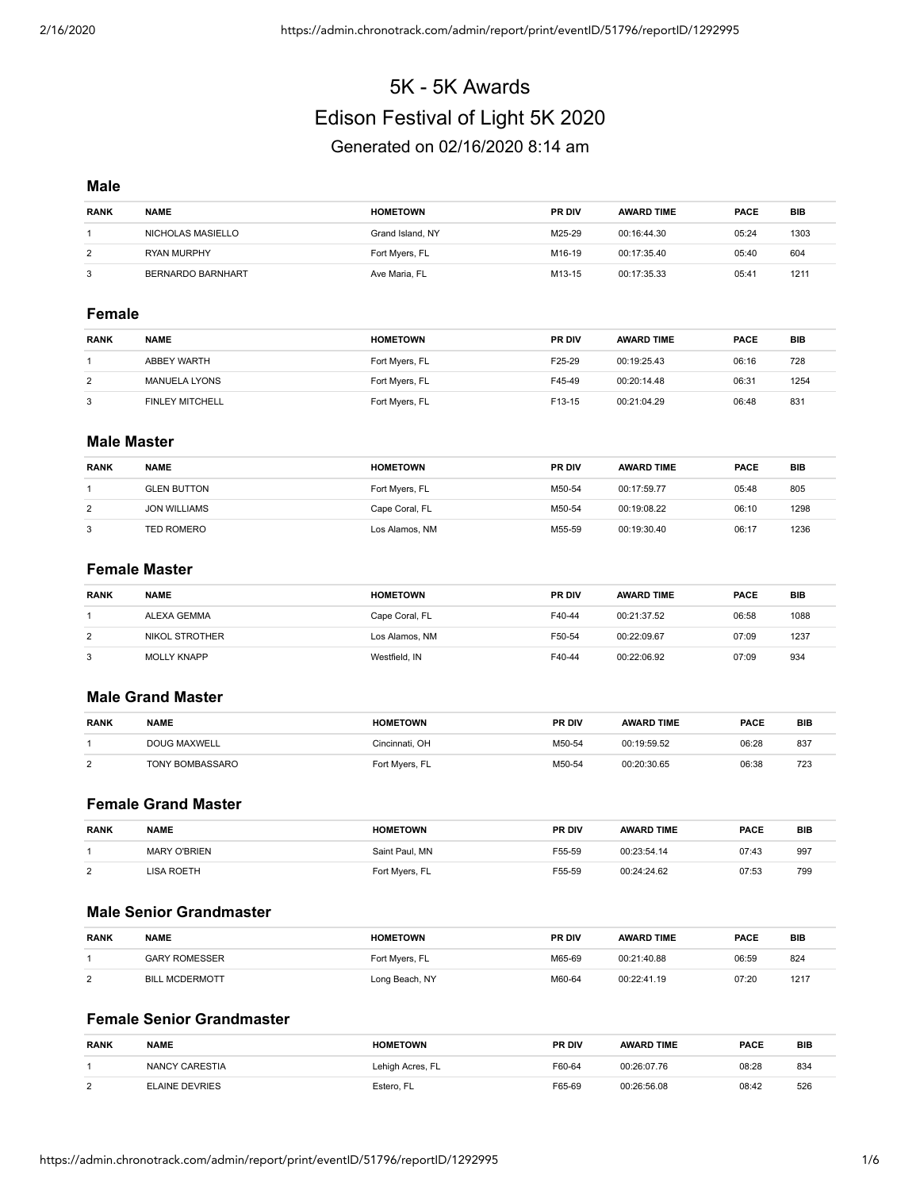# 5K - 5K Awards

## Edison Festival of Light 5K 2020

Generated on 02/16/2020 8:14 am

### Male

| RANK | NAME | HOMETOWN | PR DIV | AWARD TIME | PACE | BIB |
|---|---|---|---|---|---|---|
| 1 | NICHOLAS MASIELLO | Grand Island, NY | M25-29 | 00:16:44.30 | 05:24 | 1303 |
| 2 | RYAN MURPHY | Fort Myers, FL | M16-19 | 00:17:35.40 | 05:40 | 604 |
| 3 | BERNARDO BARNHART | Ave Maria, FL | M13-15 | 00:17:35.33 | 05:41 | 1211 |

### Female

| RANK | NAME | HOMETOWN | PR DIV | AWARD TIME | PACE | BIB |
|---|---|---|---|---|---|---|
| 1 | ABBEY WARTH | Fort Myers, FL | F25-29 | 00:19:25.43 | 06:16 | 728 |
| 2 | MANUELA LYONS | Fort Myers, FL | F45-49 | 00:20:14.48 | 06:31 | 1254 |
| 3 | FINLEY MITCHELL | Fort Myers, FL | F13-15 | 00:21:04.29 | 06:48 | 831 |

### Male Master

| RANK | NAME | HOMETOWN | PR DIV | AWARD TIME | PACE | BIB |
|---|---|---|---|---|---|---|
| 1 | GLEN BUTTON | Fort Myers, FL | M50-54 | 00:17:59.77 | 05:48 | 805 |
| 2 | JON WILLIAMS | Cape Coral, FL | M50-54 | 00:19:08.22 | 06:10 | 1298 |
| 3 | TED ROMERO | Los Alamos, NM | M55-59 | 00:19:30.40 | 06:17 | 1236 |

### Female Master

| RANK | NAME | HOMETOWN | PR DIV | AWARD TIME | PACE | BIB |
|---|---|---|---|---|---|---|
| 1 | ALEXA GEMMA | Cape Coral, FL | F40-44 | 00:21:37.52 | 06:58 | 1088 |
| 2 | NIKOL STROTHER | Los Alamos, NM | F50-54 | 00:22:09.67 | 07:09 | 1237 |
| 3 | MOLLY KNAPP | Westfield, IN | F40-44 | 00:22:06.92 | 07:09 | 934 |

### Male Grand Master

| RANK | NAME | HOMETOWN | PR DIV | AWARD TIME | PACE | BIB |
|---|---|---|---|---|---|---|
| 1 | DOUG MAXWELL | Cincinnati, OH | M50-54 | 00:19:59.52 | 06:28 | 837 |
| 2 | TONY BOMBASSARO | Fort Myers, FL | M50-54 | 00:20:30.65 | 06:38 | 723 |

### Female Grand Master

| RANK | NAME | HOMETOWN | PR DIV | AWARD TIME | PACE | BIB |
|---|---|---|---|---|---|---|
| 1 | MARY O'BRIEN | Saint Paul, MN | F55-59 | 00:23:54.14 | 07:43 | 997 |
| 2 | LISA ROETH | Fort Myers, FL | F55-59 | 00:24:24.62 | 07:53 | 799 |

### Male Senior Grandmaster

| RANK | NAME | HOMETOWN | PR DIV | AWARD TIME | PACE | BIB |
|---|---|---|---|---|---|---|
| 1 | GARY ROMESSER | Fort Myers, FL | M65-69 | 00:21:40.88 | 06:59 | 824 |
| 2 | BILL MCDERMOTT | Long Beach, NY | M60-64 | 00:22:41.19 | 07:20 | 1217 |

### Female Senior Grandmaster

| RANK | NAME | HOMETOWN | PR DIV | AWARD TIME | PACE | BIB |
|---|---|---|---|---|---|---|
| 1 | NANCY CARESTIA | Lehigh Acres, FL | F60-64 | 00:26:07.76 | 08:28 | 834 |
| 2 | ELAINE DEVRIES | Estero, FL | F65-69 | 00:26:56.08 | 08:42 | 526 |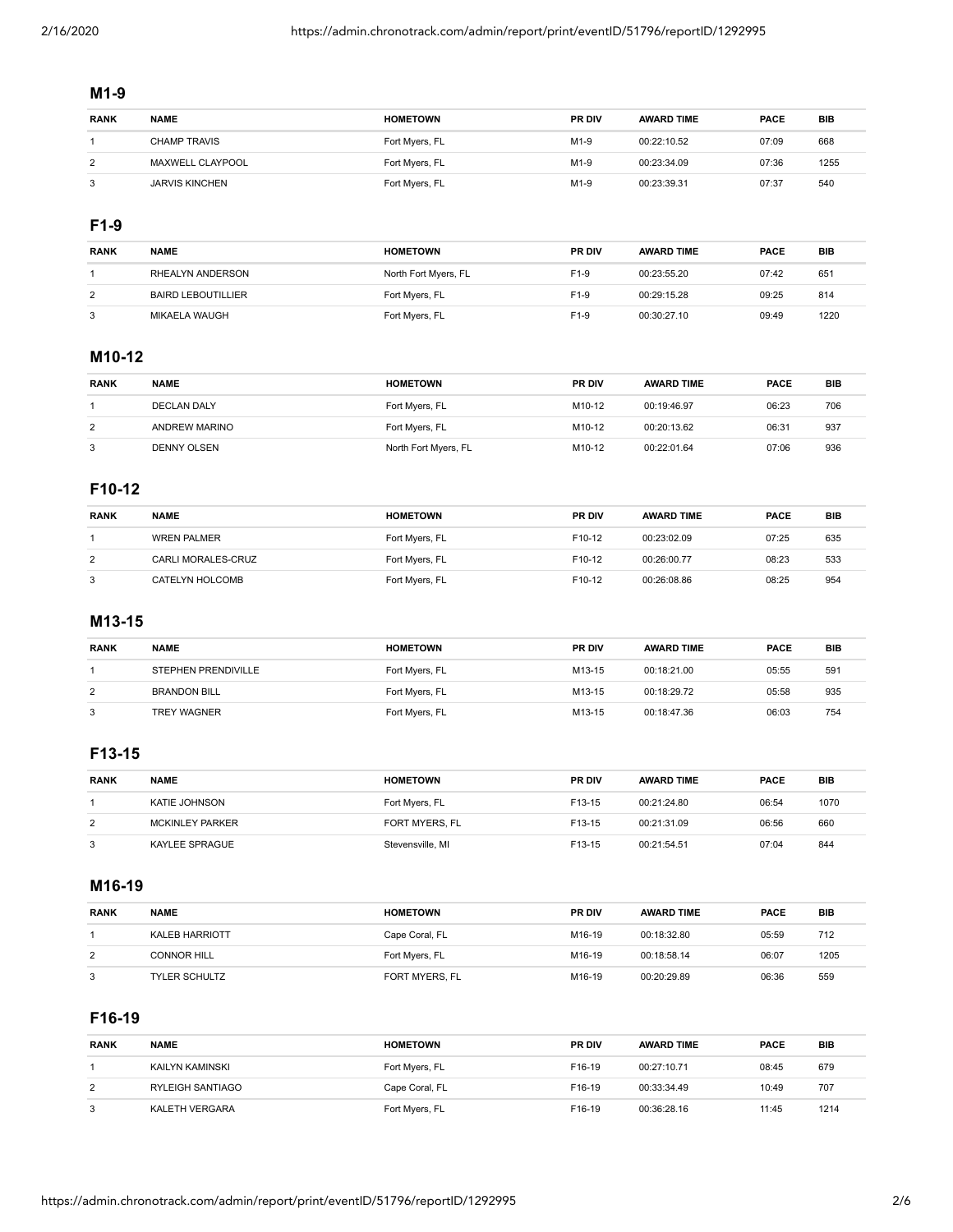## M1-9

| RANK | NAME | HOMETOWN | PR DIV | AWARD TIME | PACE | BIB |
|---|---|---|---|---|---|---|
| 1 | CHAMP TRAVIS | Fort Myers, FL | M1-9 | 00:22:10.52 | 07:09 | 668 |
| 2 | MAXWELL CLAYPOOL | Fort Myers, FL | M1-9 | 00:23:34.09 | 07:36 | 1255 |
| 3 | JARVIS KINCHEN | Fort Myers, FL | M1-9 | 00:23:39.31 | 07:37 | 540 |

## F1-9

| RANK | NAME | HOMETOWN | PR DIV | AWARD TIME | PACE | BIB |
|---|---|---|---|---|---|---|
| 1 | RHEALYN ANDERSON | North Fort Myers, FL | F1-9 | 00:23:55.20 | 07:42 | 651 |
| 2 | BAIRD LEBOUTILLIER | Fort Myers, FL | F1-9 | 00:29:15.28 | 09:25 | 814 |
| 3 | MIKAELA WAUGH | Fort Myers, FL | F1-9 | 00:30:27.10 | 09:49 | 1220 |

## M10-12

| RANK | NAME | HOMETOWN | PR DIV | AWARD TIME | PACE | BIB |
|---|---|---|---|---|---|---|
| 1 | DECLAN DALY | Fort Myers, FL | M10-12 | 00:19:46.97 | 06:23 | 706 |
| 2 | ANDREW MARINO | Fort Myers, FL | M10-12 | 00:20:13.62 | 06:31 | 937 |
| 3 | DENNY OLSEN | North Fort Myers, FL | M10-12 | 00:22:01.64 | 07:06 | 936 |

## F10-12

| RANK | NAME | HOMETOWN | PR DIV | AWARD TIME | PACE | BIB |
|---|---|---|---|---|---|---|
| 1 | WREN PALMER | Fort Myers, FL | F10-12 | 00:23:02.09 | 07:25 | 635 |
| 2 | CARLI MORALES-CRUZ | Fort Myers, FL | F10-12 | 00:26:00.77 | 08:23 | 533 |
| 3 | CATELYN HOLCOMB | Fort Myers, FL | F10-12 | 00:26:08.86 | 08:25 | 954 |

## M13-15

| RANK | NAME | HOMETOWN | PR DIV | AWARD TIME | PACE | BIB |
|---|---|---|---|---|---|---|
| 1 | STEPHEN PRENDIVILLE | Fort Myers, FL | M13-15 | 00:18:21.00 | 05:55 | 591 |
| 2 | BRANDON BILL | Fort Myers, FL | M13-15 | 00:18:29.72 | 05:58 | 935 |
| 3 | TREY WAGNER | Fort Myers, FL | M13-15 | 00:18:47.36 | 06:03 | 754 |

## F13-15

| RANK | NAME | HOMETOWN | PR DIV | AWARD TIME | PACE | BIB |
|---|---|---|---|---|---|---|
| 1 | KATIE JOHNSON | Fort Myers, FL | F13-15 | 00:21:24.80 | 06:54 | 1070 |
| 2 | MCKINLEY PARKER | FORT MYERS, FL | F13-15 | 00:21:31.09 | 06:56 | 660 |
| 3 | KAYLEE SPRAGUE | Stevensville, MI | F13-15 | 00:21:54.51 | 07:04 | 844 |

## M16-19

| RANK | NAME | HOMETOWN | PR DIV | AWARD TIME | PACE | BIB |
|---|---|---|---|---|---|---|
| 1 | KALEB HARRIOTT | Cape Coral, FL | M16-19 | 00:18:32.80 | 05:59 | 712 |
| 2 | CONNOR HILL | Fort Myers, FL | M16-19 | 00:18:58.14 | 06:07 | 1205 |
| 3 | TYLER SCHULTZ | FORT MYERS, FL | M16-19 | 00:20:29.89 | 06:36 | 559 |

## F16-19

| RANK | NAME | HOMETOWN | PR DIV | AWARD TIME | PACE | BIB |
|---|---|---|---|---|---|---|
| 1 | KAILYN KAMINSKI | Fort Myers, FL | F16-19 | 00:27:10.71 | 08:45 | 679 |
| 2 | RYLEIGH SANTIAGO | Cape Coral, FL | F16-19 | 00:33:34.49 | 10:49 | 707 |
| 3 | KALETH VERGARA | Fort Myers, FL | F16-19 | 00:36:28.16 | 11:45 | 1214 |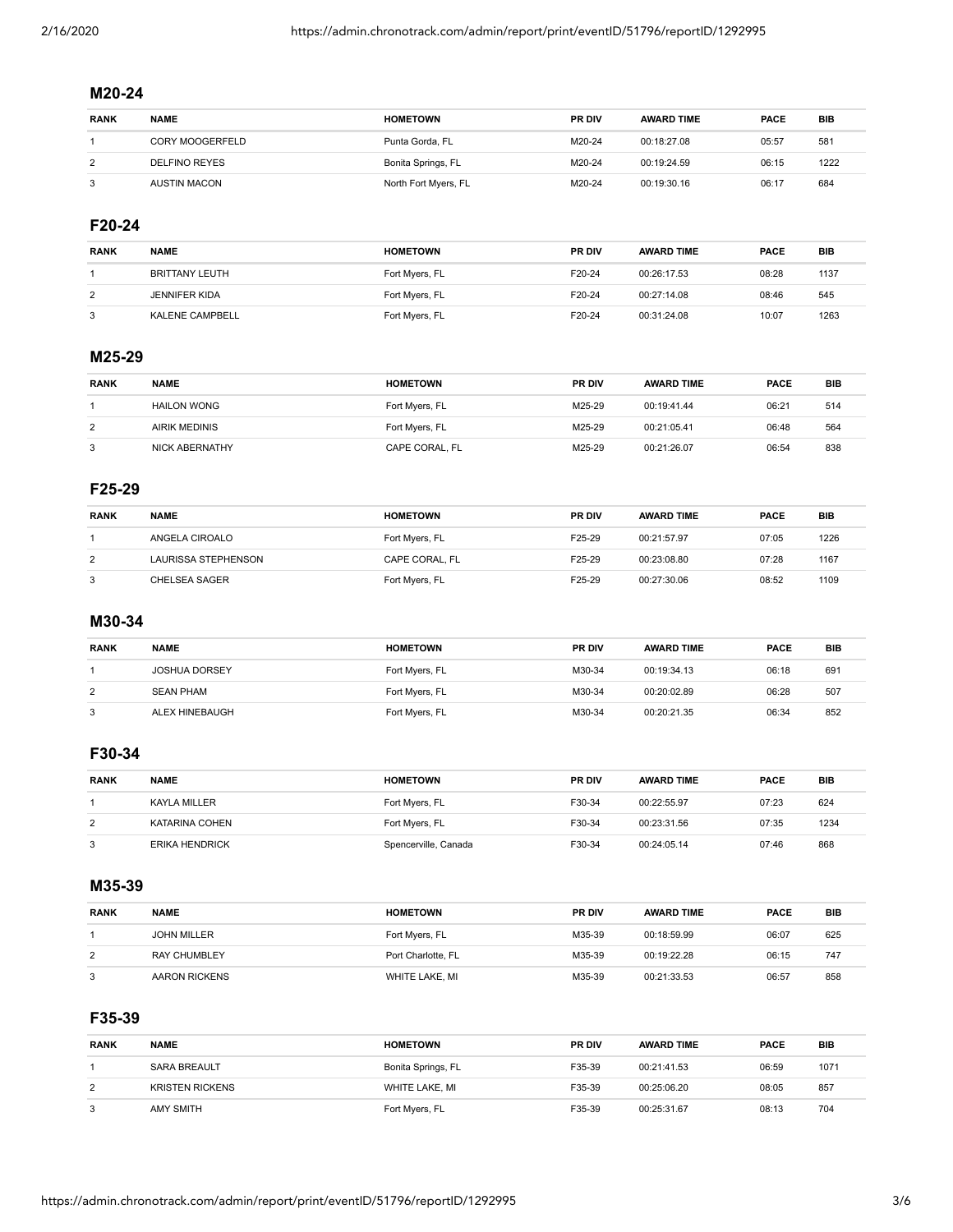### M20-24

| RANK | NAME | HOMETOWN | PR DIV | AWARD TIME | PACE | BIB |
|---|---|---|---|---|---|---|
| 1 | CORY MOOGERFELD | Punta Gorda, FL | M20-24 | 00:18:27.08 | 05:57 | 581 |
| 2 | DELFINO REYES | Bonita Springs, FL | M20-24 | 00:19:24.59 | 06:15 | 1222 |
| 3 | AUSTIN MACON | North Fort Myers, FL | M20-24 | 00:19:30.16 | 06:17 | 684 |

### F20-24

| RANK | NAME | HOMETOWN | PR DIV | AWARD TIME | PACE | BIB |
|---|---|---|---|---|---|---|
| 1 | BRITTANY LEUTH | Fort Myers, FL | F20-24 | 00:26:17.53 | 08:28 | 1137 |
| 2 | JENNIFER KIDA | Fort Myers, FL | F20-24 | 00:27:14.08 | 08:46 | 545 |
| 3 | KALENE CAMPBELL | Fort Myers, FL | F20-24 | 00:31:24.08 | 10:07 | 1263 |

### M25-29

| RANK | NAME | HOMETOWN | PR DIV | AWARD TIME | PACE | BIB |
|---|---|---|---|---|---|---|
| 1 | HAILON WONG | Fort Myers, FL | M25-29 | 00:19:41.44 | 06:21 | 514 |
| 2 | AIRIK MEDINIS | Fort Myers, FL | M25-29 | 00:21:05.41 | 06:48 | 564 |
| 3 | NICK ABERNATHY | CAPE CORAL, FL | M25-29 | 00:21:26.07 | 06:54 | 838 |

### F25-29

| RANK | NAME | HOMETOWN | PR DIV | AWARD TIME | PACE | BIB |
|---|---|---|---|---|---|---|
| 1 | ANGELA CIROALO | Fort Myers, FL | F25-29 | 00:21:57.97 | 07:05 | 1226 |
| 2 | LAURISSA STEPHENSON | CAPE CORAL, FL | F25-29 | 00:23:08.80 | 07:28 | 1167 |
| 3 | CHELSEA SAGER | Fort Myers, FL | F25-29 | 00:27:30.06 | 08:52 | 1109 |

### M30-34

| RANK | NAME | HOMETOWN | PR DIV | AWARD TIME | PACE | BIB |
|---|---|---|---|---|---|---|
| 1 | JOSHUA DORSEY | Fort Myers, FL | M30-34 | 00:19:34.13 | 06:18 | 691 |
| 2 | SEAN PHAM | Fort Myers, FL | M30-34 | 00:20:02.89 | 06:28 | 507 |
| 3 | ALEX HINEBAUGH | Fort Myers, FL | M30-34 | 00:20:21.35 | 06:34 | 852 |

### F30-34

| RANK | NAME | HOMETOWN | PR DIV | AWARD TIME | PACE | BIB |
|---|---|---|---|---|---|---|
| 1 | KAYLA MILLER | Fort Myers, FL | F30-34 | 00:22:55.97 | 07:23 | 624 |
| 2 | KATARINA COHEN | Fort Myers, FL | F30-34 | 00:23:31.56 | 07:35 | 1234 |
| 3 | ERIKA HENDRICK | Spencerville, Canada | F30-34 | 00:24:05.14 | 07:46 | 868 |

### M35-39

| RANK | NAME | HOMETOWN | PR DIV | AWARD TIME | PACE | BIB |
|---|---|---|---|---|---|---|
| 1 | JOHN MILLER | Fort Myers, FL | M35-39 | 00:18:59.99 | 06:07 | 625 |
| 2 | RAY CHUMBLEY | Port Charlotte, FL | M35-39 | 00:19:22.28 | 06:15 | 747 |
| 3 | AARON RICKENS | WHITE LAKE, MI | M35-39 | 00:21:33.53 | 06:57 | 858 |

### F35-39

| RANK | NAME | HOMETOWN | PR DIV | AWARD TIME | PACE | BIB |
|---|---|---|---|---|---|---|
| 1 | SARA BREAULT | Bonita Springs, FL | F35-39 | 00:21:41.53 | 06:59 | 1071 |
| 2 | KRISTEN RICKENS | WHITE LAKE, MI | F35-39 | 00:25:06.20 | 08:05 | 857 |
| 3 | AMY SMITH | Fort Myers, FL | F35-39 | 00:25:31.67 | 08:13 | 704 |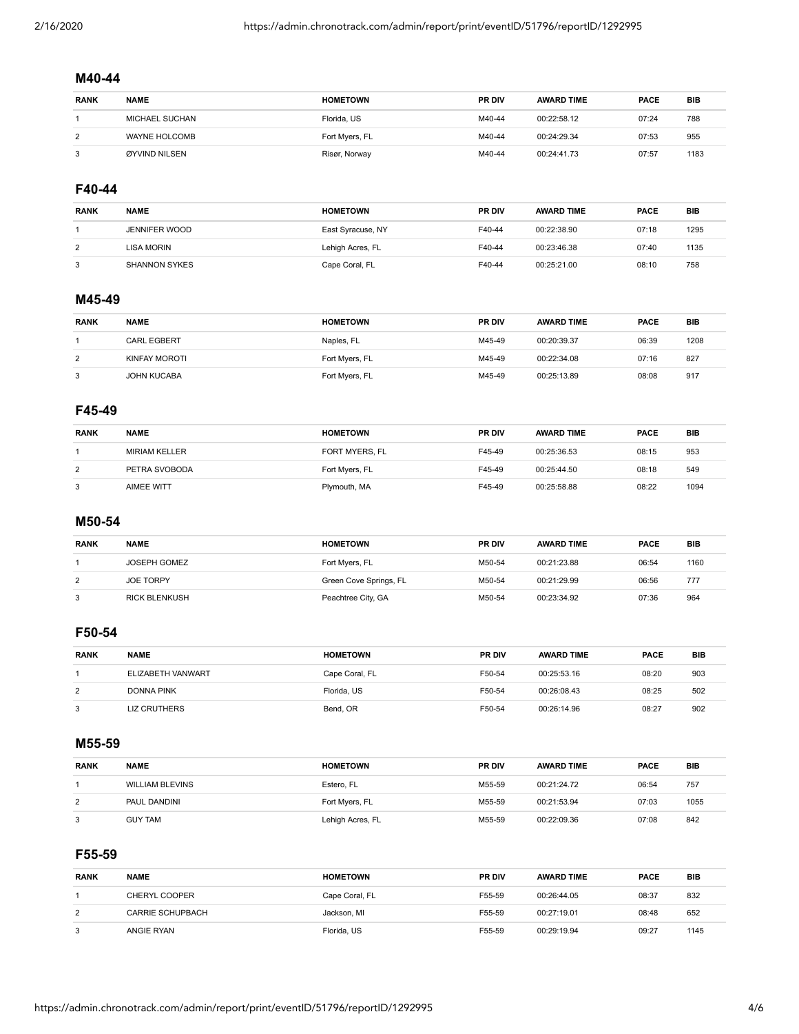## M40-44

| RANK | NAME | HOMETOWN | PR DIV | AWARD TIME | PACE | BIB |
|---|---|---|---|---|---|---|
| 1 | MICHAEL SUCHAN | Florida, US | M40-44 | 00:22:58.12 | 07:24 | 788 |
| 2 | WAYNE HOLCOMB | Fort Myers, FL | M40-44 | 00:24:29.34 | 07:53 | 955 |
| 3 | ØYVIND NILSEN | Risør, Norway | M40-44 | 00:24:41.73 | 07:57 | 1183 |

## F40-44

| RANK | NAME | HOMETOWN | PR DIV | AWARD TIME | PACE | BIB |
|---|---|---|---|---|---|---|
| 1 | JENNIFER WOOD | East Syracuse, NY | F40-44 | 00:22:38.90 | 07:18 | 1295 |
| 2 | LISA MORIN | Lehigh Acres, FL | F40-44 | 00:23:46.38 | 07:40 | 1135 |
| 3 | SHANNON SYKES | Cape Coral, FL | F40-44 | 00:25:21.00 | 08:10 | 758 |

## M45-49

| RANK | NAME | HOMETOWN | PR DIV | AWARD TIME | PACE | BIB |
|---|---|---|---|---|---|---|
| 1 | CARL EGBERT | Naples, FL | M45-49 | 00:20:39.37 | 06:39 | 1208 |
| 2 | KINFAY MOROTI | Fort Myers, FL | M45-49 | 00:22:34.08 | 07:16 | 827 |
| 3 | JOHN KUCABA | Fort Myers, FL | M45-49 | 00:25:13.89 | 08:08 | 917 |

## F45-49

| RANK | NAME | HOMETOWN | PR DIV | AWARD TIME | PACE | BIB |
|---|---|---|---|---|---|---|
| 1 | MIRIAM KELLER | FORT MYERS, FL | F45-49 | 00:25:36.53 | 08:15 | 953 |
| 2 | PETRA SVOBODA | Fort Myers, FL | F45-49 | 00:25:44.50 | 08:18 | 549 |
| 3 | AIMEE WITT | Plymouth, MA | F45-49 | 00:25:58.88 | 08:22 | 1094 |

## M50-54

| RANK | NAME | HOMETOWN | PR DIV | AWARD TIME | PACE | BIB |
|---|---|---|---|---|---|---|
| 1 | JOSEPH GOMEZ | Fort Myers, FL | M50-54 | 00:21:23.88 | 06:54 | 1160 |
| 2 | JOE TORPY | Green Cove Springs, FL | M50-54 | 00:21:29.99 | 06:56 | 777 |
| 3 | RICK BLENKUSH | Peachtree City, GA | M50-54 | 00:23:34.92 | 07:36 | 964 |

## F50-54

| RANK | NAME | HOMETOWN | PR DIV | AWARD TIME | PACE | BIB |
|---|---|---|---|---|---|---|
| 1 | ELIZABETH VANWART | Cape Coral, FL | F50-54 | 00:25:53.16 | 08:20 | 903 |
| 2 | DONNA PINK | Florida, US | F50-54 | 00:26:08.43 | 08:25 | 502 |
| 3 | LIZ CRUTHERS | Bend, OR | F50-54 | 00:26:14.96 | 08:27 | 902 |

## M55-59

| RANK | NAME | HOMETOWN | PR DIV | AWARD TIME | PACE | BIB |
|---|---|---|---|---|---|---|
| 1 | WILLIAM BLEVINS | Estero, FL | M55-59 | 00:21:24.72 | 06:54 | 757 |
| 2 | PAUL DANDINI | Fort Myers, FL | M55-59 | 00:21:53.94 | 07:03 | 1055 |
| 3 | GUY TAM | Lehigh Acres, FL | M55-59 | 00:22:09.36 | 07:08 | 842 |

## F55-59

| RANK | NAME | HOMETOWN | PR DIV | AWARD TIME | PACE | BIB |
|---|---|---|---|---|---|---|
| 1 | CHERYL COOPER | Cape Coral, FL | F55-59 | 00:26:44.05 | 08:37 | 832 |
| 2 | CARRIE SCHUPBACH | Jackson, MI | F55-59 | 00:27:19.01 | 08:48 | 652 |
| 3 | ANGIE RYAN | Florida, US | F55-59 | 00:29:19.94 | 09:27 | 1145 |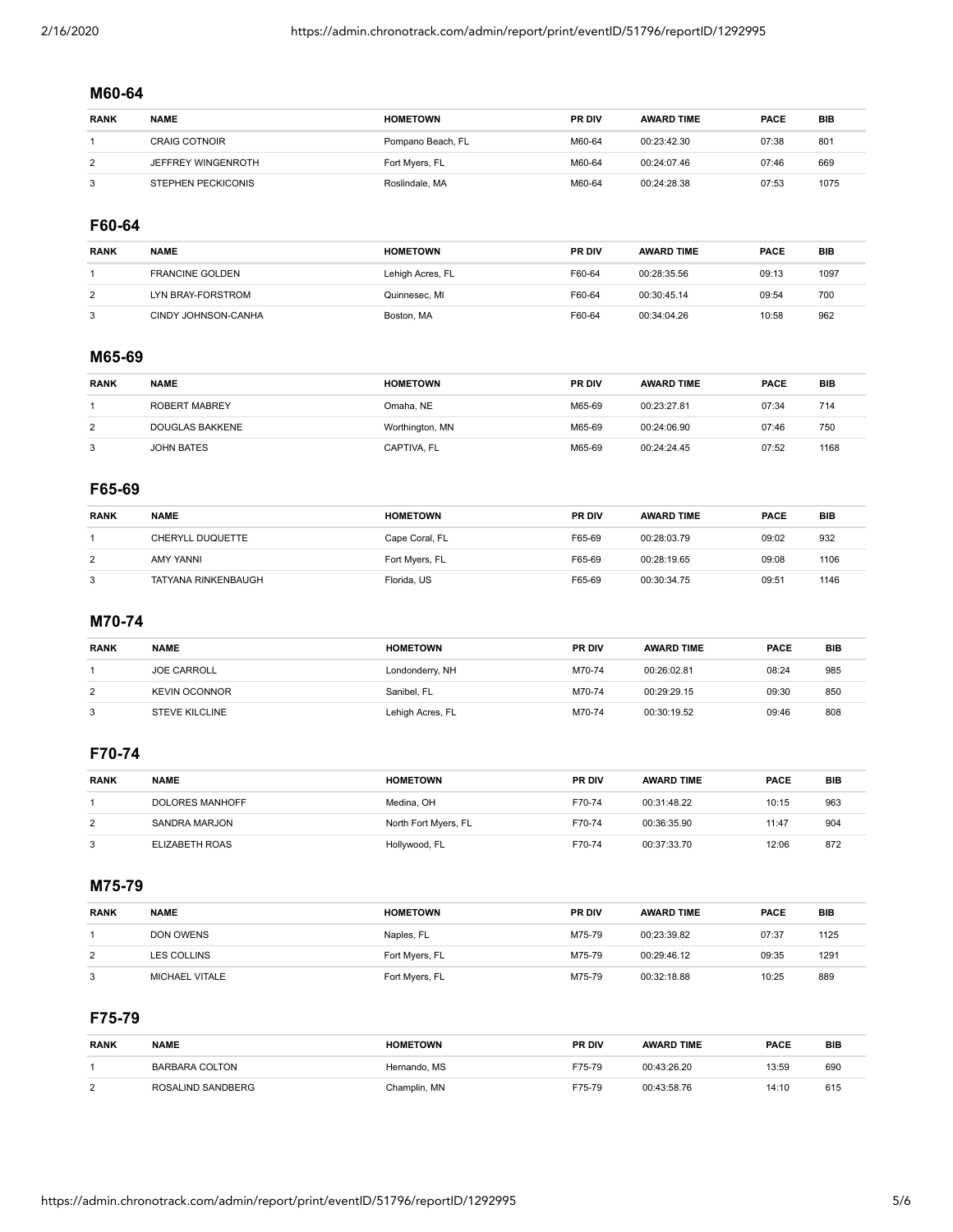## M60-64

| RANK | NAME | HOMETOWN | PR DIV | AWARD TIME | PACE | BIB |
|---|---|---|---|---|---|---|
| 1 | CRAIG COTNOIR | Pompano Beach, FL | M60-64 | 00:23:42.30 | 07:38 | 801 |
| 2 | JEFFREY WINGENROTH | Fort Myers, FL | M60-64 | 00:24:07.46 | 07:46 | 669 |
| 3 | STEPHEN PECKICONIS | Roslindale, MA | M60-64 | 00:24:28.38 | 07:53 | 1075 |

## F60-64

| RANK | NAME | HOMETOWN | PR DIV | AWARD TIME | PACE | BIB |
|---|---|---|---|---|---|---|
| 1 | FRANCINE GOLDEN | Lehigh Acres, FL | F60-64 | 00:28:35.56 | 09:13 | 1097 |
| 2 | LYN BRAY-FORSTROM | Quinnesec, MI | F60-64 | 00:30:45.14 | 09:54 | 700 |
| 3 | CINDY JOHNSON-CANHA | Boston, MA | F60-64 | 00:34:04.26 | 10:58 | 962 |

## M65-69

| RANK | NAME | HOMETOWN | PR DIV | AWARD TIME | PACE | BIB |
|---|---|---|---|---|---|---|
| 1 | ROBERT MABREY | Omaha, NE | M65-69 | 00:23:27.81 | 07:34 | 714 |
| 2 | DOUGLAS BAKKENE | Worthington, MN | M65-69 | 00:24:06.90 | 07:46 | 750 |
| 3 | JOHN BATES | CAPTIVA, FL | M65-69 | 00:24:24.45 | 07:52 | 1168 |

## F65-69

| RANK | NAME | HOMETOWN | PR DIV | AWARD TIME | PACE | BIB |
|---|---|---|---|---|---|---|
| 1 | CHERYLL DUQUETTE | Cape Coral, FL | F65-69 | 00:28:03.79 | 09:02 | 932 |
| 2 | AMY YANNI | Fort Myers, FL | F65-69 | 00:28:19.65 | 09:08 | 1106 |
| 3 | TATYANA RINKENBAUGH | Florida, US | F65-69 | 00:30:34.75 | 09:51 | 1146 |

## M70-74

| RANK | NAME | HOMETOWN | PR DIV | AWARD TIME | PACE | BIB |
|---|---|---|---|---|---|---|
| 1 | JOE CARROLL | Londonderry, NH | M70-74 | 00:26:02.81 | 08:24 | 985 |
| 2 | KEVIN OCONNOR | Sanibel, FL | M70-74 | 00:29:29.15 | 09:30 | 850 |
| 3 | STEVE KILCLINE | Lehigh Acres, FL | M70-74 | 00:30:19.52 | 09:46 | 808 |

## F70-74

| RANK | NAME | HOMETOWN | PR DIV | AWARD TIME | PACE | BIB |
|---|---|---|---|---|---|---|
| 1 | DOLORES MANHOFF | Medina, OH | F70-74 | 00:31:48.22 | 10:15 | 963 |
| 2 | SANDRA MARJON | North Fort Myers, FL | F70-74 | 00:36:35.90 | 11:47 | 904 |
| 3 | ELIZABETH ROAS | Hollywood, FL | F70-74 | 00:37:33.70 | 12:06 | 872 |

## M75-79

| RANK | NAME | HOMETOWN | PR DIV | AWARD TIME | PACE | BIB |
|---|---|---|---|---|---|---|
| 1 | DON OWENS | Naples, FL | M75-79 | 00:23:39.82 | 07:37 | 1125 |
| 2 | LES COLLINS | Fort Myers, FL | M75-79 | 00:29:46.12 | 09:35 | 1291 |
| 3 | MICHAEL VITALE | Fort Myers, FL | M75-79 | 00:32:18.88 | 10:25 | 889 |

## F75-79

| RANK | NAME | HOMETOWN | PR DIV | AWARD TIME | PACE | BIB |
|---|---|---|---|---|---|---|
| 1 | BARBARA COLTON | Hernando, MS | F75-79 | 00:43:26.20 | 13:59 | 690 |
| 2 | ROSALIND SANDBERG | Champlin, MN | F75-79 | 00:43:58.76 | 14:10 | 615 |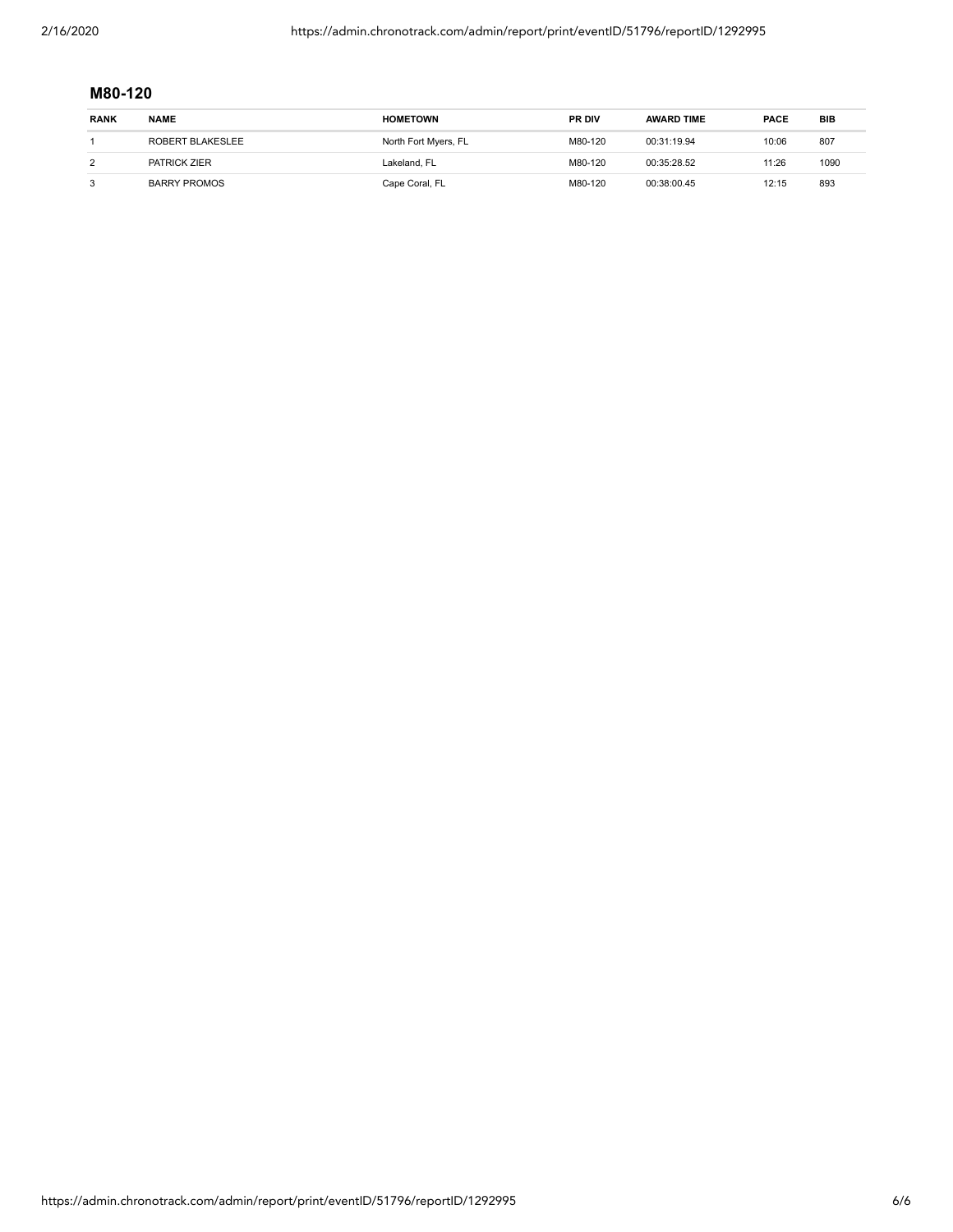## M80-120

| RANK | NAME | HOMETOWN | PR DIV | AWARD TIME | PACE | BIB |
|---|---|---|---|---|---|---|
| 1 | ROBERT BLAKESLEE | North Fort Myers, FL | M80-120 | 00:31:19.94 | 10:06 | 807 |
| 2 | PATRICK ZIER | Lakeland, FL | M80-120 | 00:35:28.52 | 11:26 | 1090 |
| 3 | BARRY PROMOS | Cape Coral, FL | M80-120 | 00:38:00.45 | 12:15 | 893 |